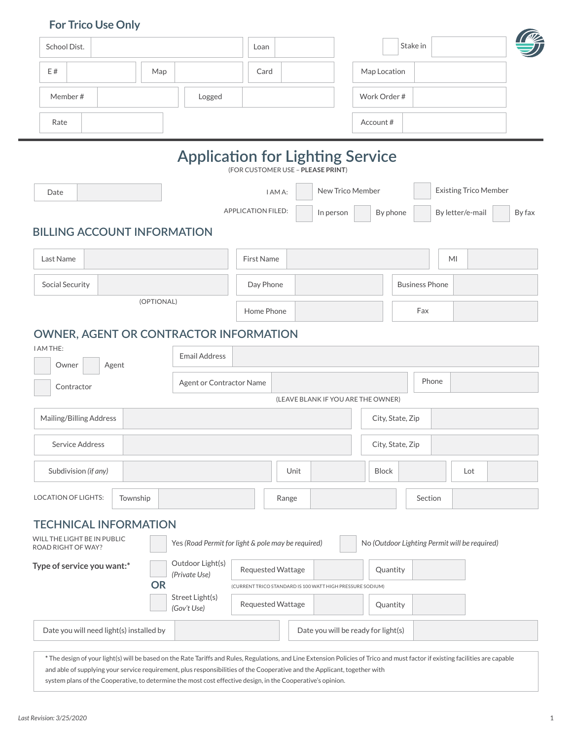## For Trico Use Only

| School Dist. | | Loan | | ☐ Stake in | |
|---|---|---|---|---|---|
| E # | Map | Card | | Map Location | |
| Member # | Logged | | | Work Order # | |
| Rate | | | | Account # | |

# Application for Lighting Service

(FOR CUSTOMER USE – **PLEASE PRINT**)

Date: ____________

I AM A: ☐ New Trico Member ☐ Existing Trico Member

APPLICATION FILED: ☐ In person ☐ By phone ☐ By letter/e-mail ☐ By fax

## BILLING ACCOUNT INFORMATION

| Last Name | | First Name | | MI | |
|---|---|---|---|---|---|
| Social Security (OPTIONAL) | | Day Phone | | Business Phone | |
| | | Home Phone | | Fax | |

## OWNER, AGENT OR CONTRACTOR INFORMATION

I AM THE:

☐ Owner ☐ Agent

☐ Contractor

Email Address: ____________

Agent or Contractor Name: ____________ Phone: ____________

(LEAVE BLANK IF YOU ARE THE OWNER)

| Mailing/Billing Address | | City, State, Zip | |
|---|---|---|---|
| Service Address | | City, State, Zip | |

| Subdivision *(if any)* | | Unit | | Block | | Lot | |
|---|---|---|---|---|---|---|---|

LOCATION OF LIGHTS: Township ____________ Range ____________ Section ____________

## TECHNICAL INFORMATION

WILL THE LIGHT BE IN PUBLIC ROAD RIGHT OF WAY? ☐ Yes *(Road Permit for light & pole may be required)* ☐ No *(Outdoor Lighting Permit will be required)*

**Type of service you want:***

☐ Outdoor Light(s) *(Private Use)* Requested Wattage ____________ Quantity ____________

(CURRENT TRICO STANDARD IS 100 WATT HIGH PRESSURE SODIUM)

**OR**

☐ Street Light(s) *(Gov't Use)* Requested Wattage ____________ Quantity ____________

Date you will need light(s) installed by ____________ Date you will be ready for light(s) ____________

* The design of your light(s) will be based on the Rate Tariffs and Rules, Regulations, and Line Extension Policies of Trico and must factor if existing facilities are capable and able of supplying your service requirement, plus responsibilities of the Cooperative and the Applicant, together with system plans of the Cooperative, to determine the most cost effective design, in the Cooperative's opinion.

*Last Revision: 3/25/2020*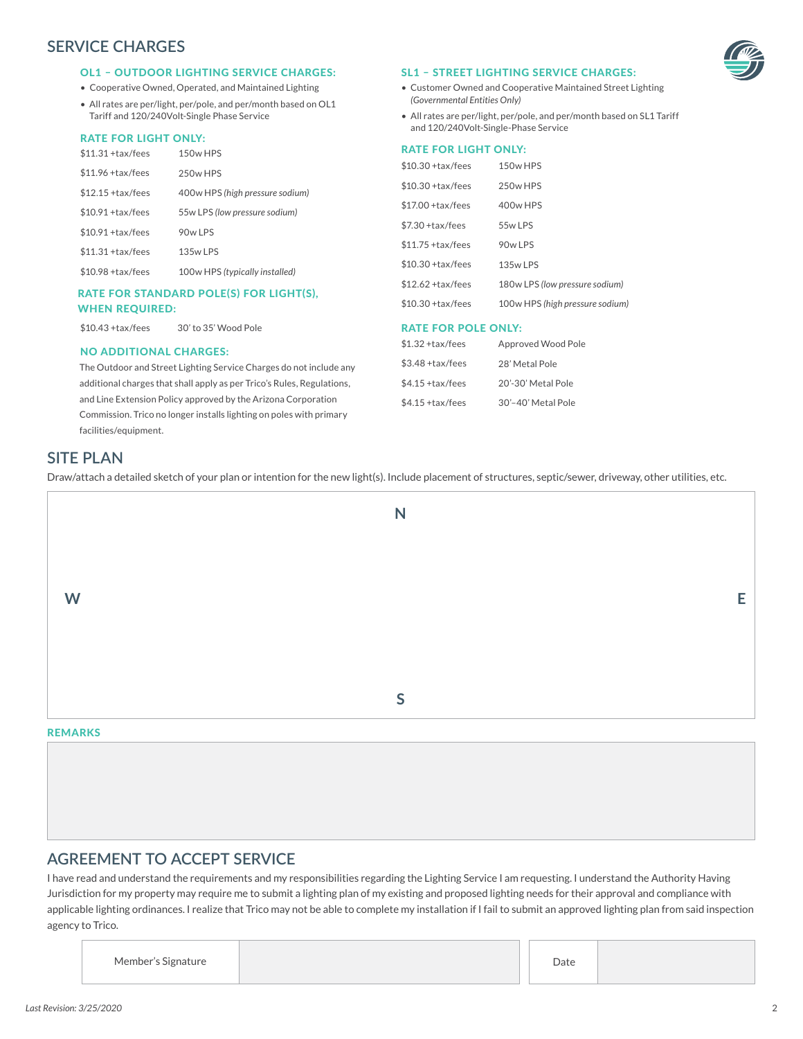## SERVICE CHARGES

### OL1 – OUTDOOR LIGHTING SERVICE CHARGES:

- Cooperative Owned, Operated, and Maintained Lighting
- All rates are per/light, per/pole, and per/month based on OL1 Tariff and 120/240Volt-Single Phase Service

#### RATE FOR LIGHT ONLY:

| | |
|---|---|
| $11.31 +tax/fees | 150w HPS |
| $11.96 +tax/fees | 250w HPS |
| $12.15 +tax/fees | 400w HPS *(high pressure sodium)* |
| $10.91 +tax/fees | 55w LPS *(low pressure sodium)* |
| $10.91 +tax/fees | 90w LPS |
| $11.31 +tax/fees | 135w LPS |
| $10.98 +tax/fees | 100w HPS *(typically installed)* |

#### RATE FOR STANDARD POLE(S) FOR LIGHT(S), WHEN REQUIRED:

| | |
|---|---|
| $10.43 +tax/fees | 30' to 35' Wood Pole |

#### NO ADDITIONAL CHARGES:

The Outdoor and Street Lighting Service Charges do not include any additional charges that shall apply as per Trico's Rules, Regulations, and Line Extension Policy approved by the Arizona Corporation Commission. Trico no longer installs lighting on poles with primary facilities/equipment.

### SL1 – STREET LIGHTING SERVICE CHARGES:

- Customer Owned and Cooperative Maintained Street Lighting *(Governmental Entities Only)*
- All rates are per/light, per/pole, and per/month based on SL1 Tariff and 120/240Volt-Single-Phase Service

#### RATE FOR LIGHT ONLY:

| | |
|---|---|
| $10.30 +tax/fees | 150w HPS |
| $10.30 +tax/fees | 250w HPS |
| $17.00 +tax/fees | 400w HPS |
| $7.30 +tax/fees | 55w LPS |
| $11.75 +tax/fees | 90w LPS |
| $10.30 +tax/fees | 135w LPS |
| $12.62 +tax/fees | 180w LPS *(low pressure sodium)* |
| $10.30 +tax/fees | 100w HPS *(high pressure sodium)* |

#### RATE FOR POLE ONLY:

| | |
|---|---|
| $1.32 +tax/fees | Approved Wood Pole |
| $3.48 +tax/fees | 28' Metal Pole |
| $4.15 +tax/fees | 20'-30' Metal Pole |
| $4.15 +tax/fees | 30'–40' Metal Pole |

## SITE PLAN

Draw/attach a detailed sketch of your plan or intention for the new light(s). Include placement of structures, septic/sewer, driveway, other utilities, etc.

N

W

E

S

### REMARKS

## AGREEMENT TO ACCEPT SERVICE

I have read and understand the requirements and my responsibilities regarding the Lighting Service I am requesting. I understand the Authority Having Jurisdiction for my property may require me to submit a lighting plan of my existing and proposed lighting needs for their approval and compliance with applicable lighting ordinances. I realize that Trico may not be able to complete my installation if I fail to submit an approved lighting plan from said inspection agency to Trico.

| | | | |
|---|---|---|---|
| Member's Signature | | Date | |

*Last Revision: 3/25/2020*